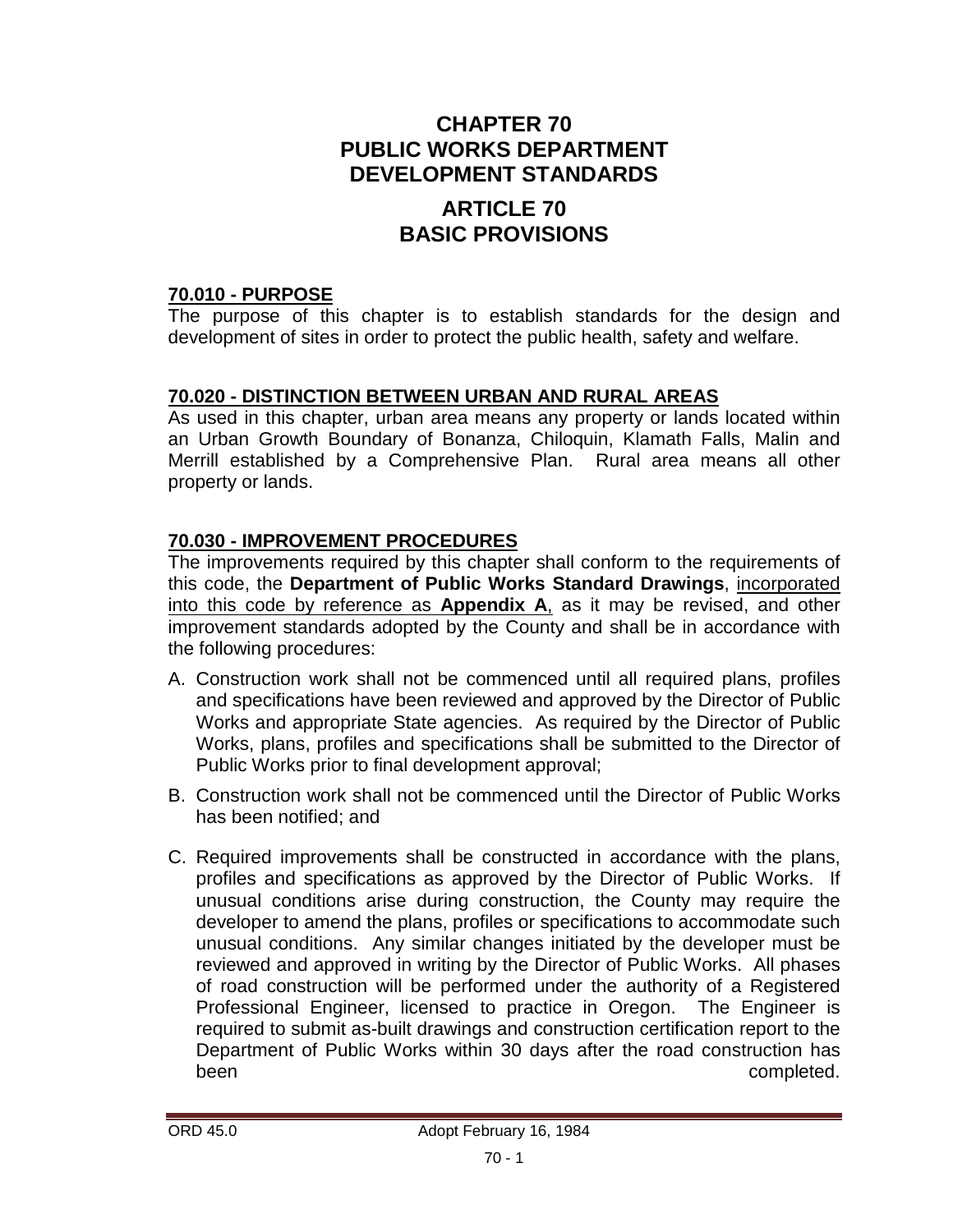# CHAPTER 70
# PUBLIC WORKS DEPARTMENT
# DEVELOPMENT STANDARDS

## ARTICLE 70
## BASIC PROVISIONS

### 70.010 - PURPOSE

The purpose of this chapter is to establish standards for the design and development of sites in order to protect the public health, safety and welfare.

### 70.020 - DISTINCTION BETWEEN URBAN AND RURAL AREAS

As used in this chapter, urban area means any property or lands located within an Urban Growth Boundary of Bonanza, Chiloquin, Klamath Falls, Malin and Merrill established by a Comprehensive Plan. Rural area means all other property or lands.

### 70.030 - IMPROVEMENT PROCEDURES

The improvements required by this chapter shall conform to the requirements of this code, the **Department of Public Works Standard Drawings**, incorporated into this code by reference as **Appendix A**, as it may be revised, and other improvement standards adopted by the County and shall be in accordance with the following procedures:

A. Construction work shall not be commenced until all required plans, profiles and specifications have been reviewed and approved by the Director of Public Works and appropriate State agencies. As required by the Director of Public Works, plans, profiles and specifications shall be submitted to the Director of Public Works prior to final development approval;

B. Construction work shall not be commenced until the Director of Public Works has been notified; and

C. Required improvements shall be constructed in accordance with the plans, profiles and specifications as approved by the Director of Public Works. If unusual conditions arise during construction, the County may require the developer to amend the plans, profiles or specifications to accommodate such unusual conditions. Any similar changes initiated by the developer must be reviewed and approved in writing by the Director of Public Works. All phases of road construction will be performed under the authority of a Registered Professional Engineer, licensed to practice in Oregon. The Engineer is required to submit as-built drawings and construction certification report to the Department of Public Works within 30 days after the road construction has been completed.

ORD 45.0 Adopt February 16, 1984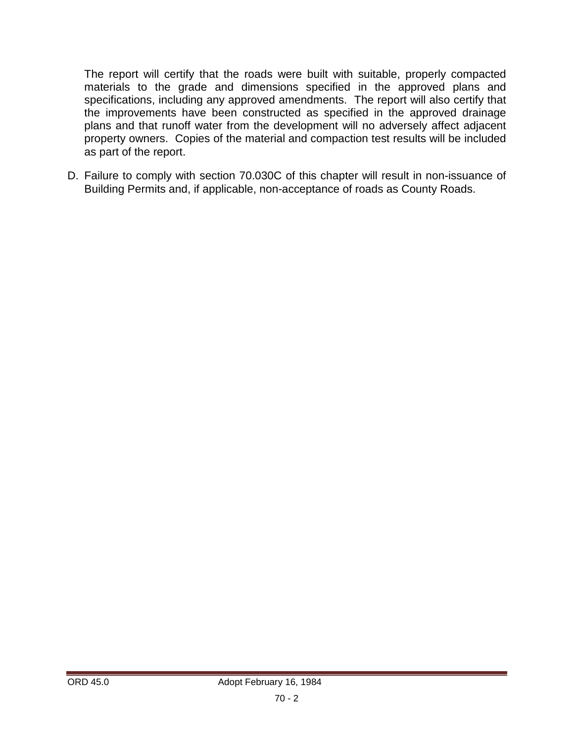The report will certify that the roads were built with suitable, properly compacted materials to the grade and dimensions specified in the approved plans and specifications, including any approved amendments. The report will also certify that the improvements have been constructed as specified in the approved drainage plans and that runoff water from the development will no adversely affect adjacent property owners. Copies of the material and compaction test results will be included as part of the report.

D. Failure to comply with section 70.030C of this chapter will result in non-issuance of Building Permits and, if applicable, non-acceptance of roads as County Roads.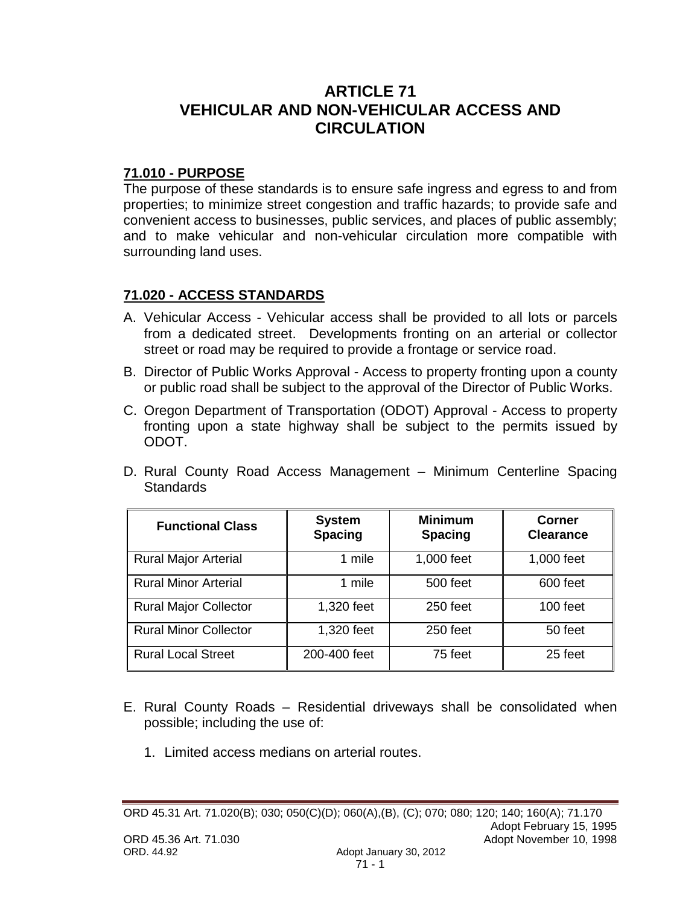# ARTICLE 71
# VEHICULAR AND NON-VEHICULAR ACCESS AND CIRCULATION

## 71.010 - PURPOSE

The purpose of these standards is to ensure safe ingress and egress to and from properties; to minimize street congestion and traffic hazards; to provide safe and convenient access to businesses, public services, and places of public assembly; and to make vehicular and non-vehicular circulation more compatible with surrounding land uses.

## 71.020 - ACCESS STANDARDS

A. Vehicular Access - Vehicular access shall be provided to all lots or parcels from a dedicated street. Developments fronting on an arterial or collector street or road may be required to provide a frontage or service road.

B. Director of Public Works Approval - Access to property fronting upon a county or public road shall be subject to the approval of the Director of Public Works.

C. Oregon Department of Transportation (ODOT) Approval - Access to property fronting upon a state highway shall be subject to the permits issued by ODOT.

D. Rural County Road Access Management – Minimum Centerline Spacing Standards

| Functional Class | System Spacing | Minimum Spacing | Corner Clearance |
|---|---|---|---|
| Rural Major Arterial | 1 mile | 1,000 feet | 1,000 feet |
| Rural Minor Arterial | 1 mile | 500 feet | 600 feet |
| Rural Major Collector | 1,320 feet | 250 feet | 100 feet |
| Rural Minor Collector | 1,320 feet | 250 feet | 50 feet |
| Rural Local Street | 200-400 feet | 75 feet | 25 feet |

E. Rural County Roads – Residential driveways shall be consolidated when possible; including the use of:

1. Limited access medians on arterial routes.

ORD 45.31 Art. 71.020(B); 030; 050(C)(D); 060(A),(B), (C); 070; 080; 120; 140; 160(A); 71.170
Adopt February 15, 1995
ORD 45.36 Art. 71.030 Adopt November 10, 1998
ORD. 44.92 Adopt January 30, 2012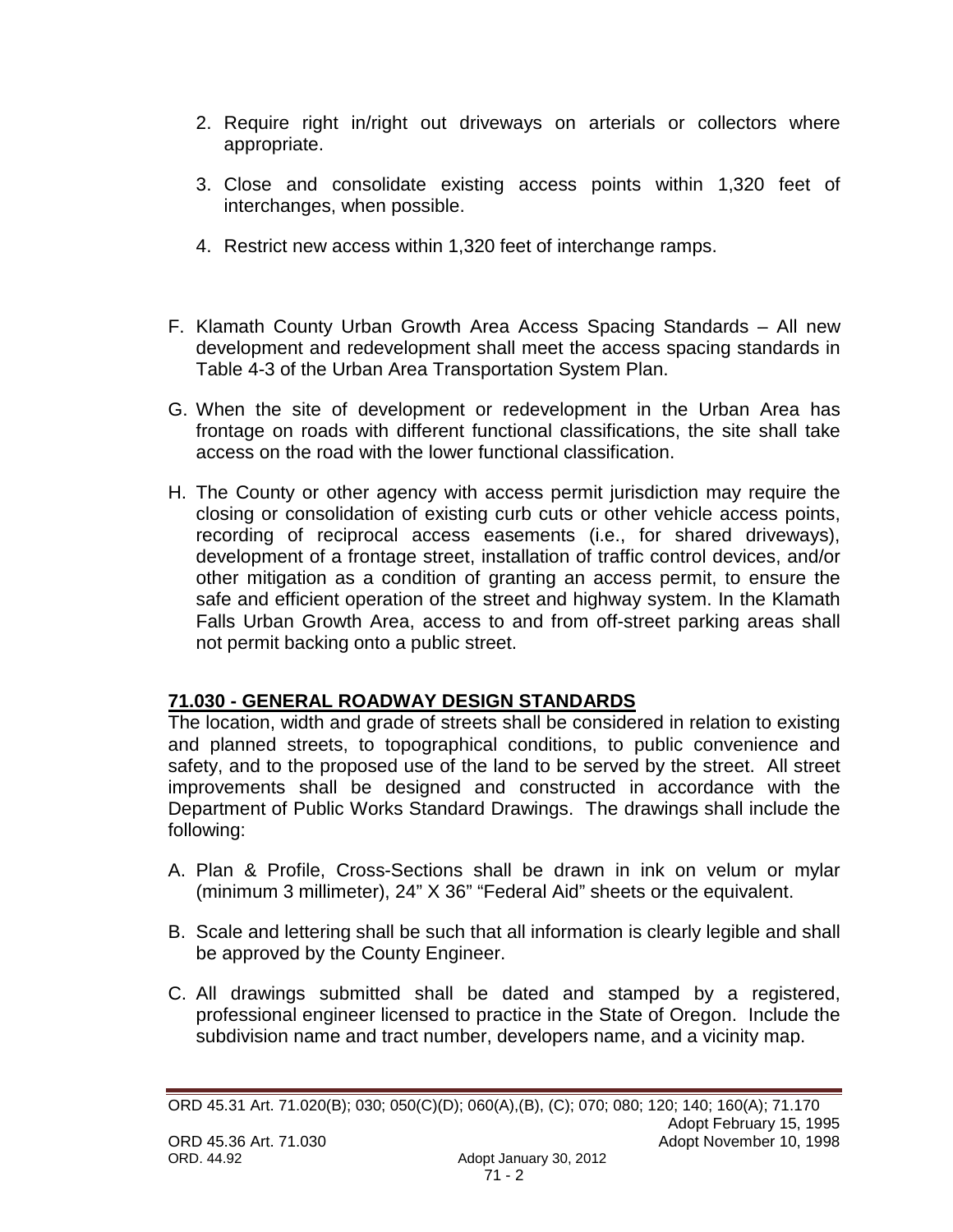2. Require right in/right out driveways on arterials or collectors where appropriate.

3. Close and consolidate existing access points within 1,320 feet of interchanges, when possible.

4. Restrict new access within 1,320 feet of interchange ramps.

F. Klamath County Urban Growth Area Access Spacing Standards – All new development and redevelopment shall meet the access spacing standards in Table 4-3 of the Urban Area Transportation System Plan.

G. When the site of development or redevelopment in the Urban Area has frontage on roads with different functional classifications, the site shall take access on the road with the lower functional classification.

H. The County or other agency with access permit jurisdiction may require the closing or consolidation of existing curb cuts or other vehicle access points, recording of reciprocal access easements (i.e., for shared driveways), development of a frontage street, installation of traffic control devices, and/or other mitigation as a condition of granting an access permit, to ensure the safe and efficient operation of the street and highway system. In the Klamath Falls Urban Growth Area, access to and from off-street parking areas shall not permit backing onto a public street.

## 71.030 - GENERAL ROADWAY DESIGN STANDARDS

The location, width and grade of streets shall be considered in relation to existing and planned streets, to topographical conditions, to public convenience and safety, and to the proposed use of the land to be served by the street. All street improvements shall be designed and constructed in accordance with the Department of Public Works Standard Drawings. The drawings shall include the following:

A. Plan & Profile, Cross-Sections shall be drawn in ink on velum or mylar (minimum 3 millimeter), 24" X 36" "Federal Aid" sheets or the equivalent.

B. Scale and lettering shall be such that all information is clearly legible and shall be approved by the County Engineer.

C. All drawings submitted shall be dated and stamped by a registered, professional engineer licensed to practice in the State of Oregon. Include the subdivision name and tract number, developers name, and a vicinity map.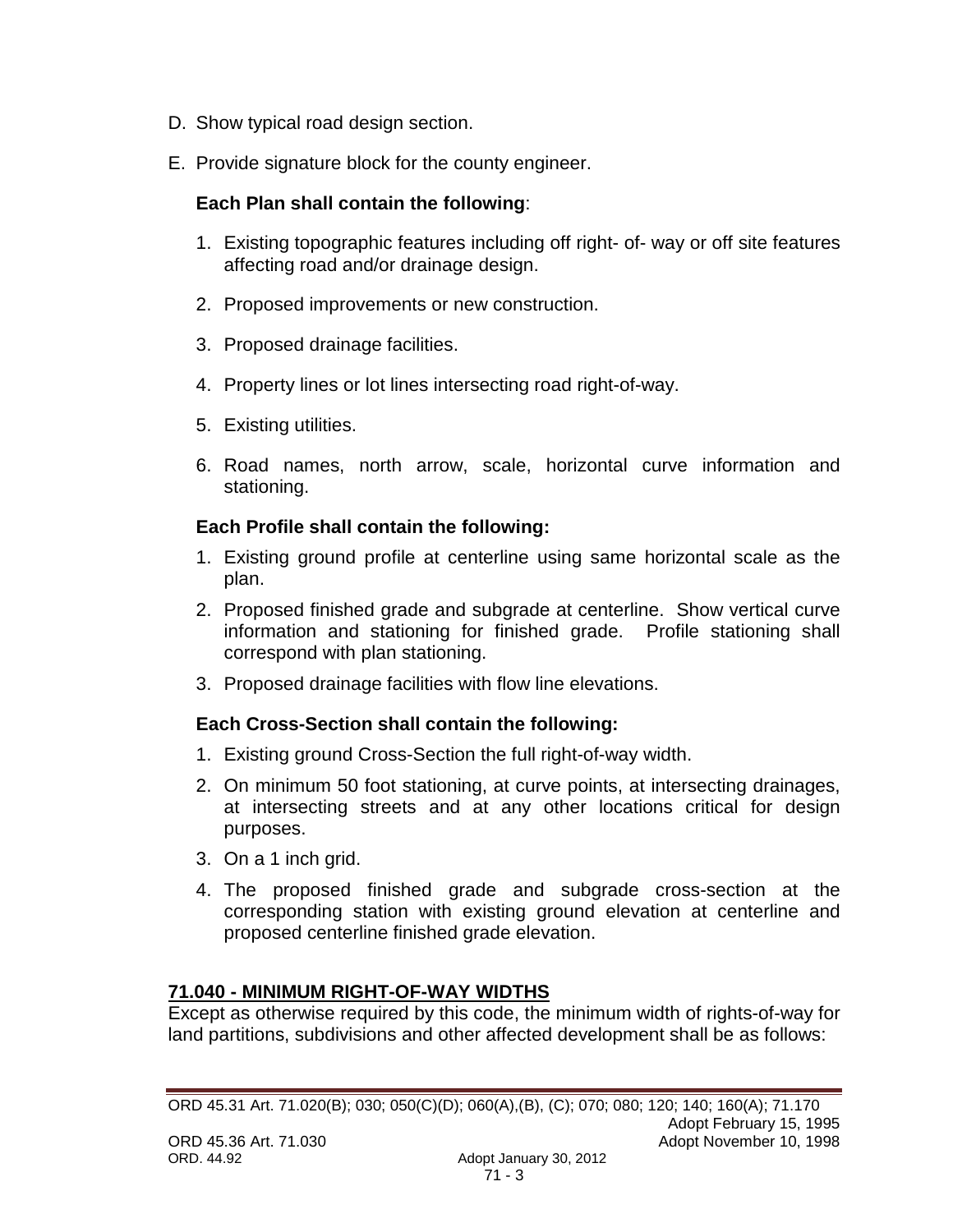D. Show typical road design section.

E. Provide signature block for the county engineer.

**Each Plan shall contain the following**:

1. Existing topographic features including off right- of- way or off site features affecting road and/or drainage design.
2. Proposed improvements or new construction.
3. Proposed drainage facilities.
4. Property lines or lot lines intersecting road right-of-way.
5. Existing utilities.
6. Road names, north arrow, scale, horizontal curve information and stationing.

**Each Profile shall contain the following:**

1. Existing ground profile at centerline using same horizontal scale as the plan.
2. Proposed finished grade and subgrade at centerline. Show vertical curve information and stationing for finished grade. Profile stationing shall correspond with plan stationing.
3. Proposed drainage facilities with flow line elevations.

**Each Cross-Section shall contain the following:**

1. Existing ground Cross-Section the full right-of-way width.
2. On minimum 50 foot stationing, at curve points, at intersecting drainages, at intersecting streets and at any other locations critical for design purposes.
3. On a 1 inch grid.
4. The proposed finished grade and subgrade cross-section at the corresponding station with existing ground elevation at centerline and proposed centerline finished grade elevation.

## 71.040 - MINIMUM RIGHT-OF-WAY WIDTHS

Except as otherwise required by this code, the minimum width of rights-of-way for land partitions, subdivisions and other affected development shall be as follows: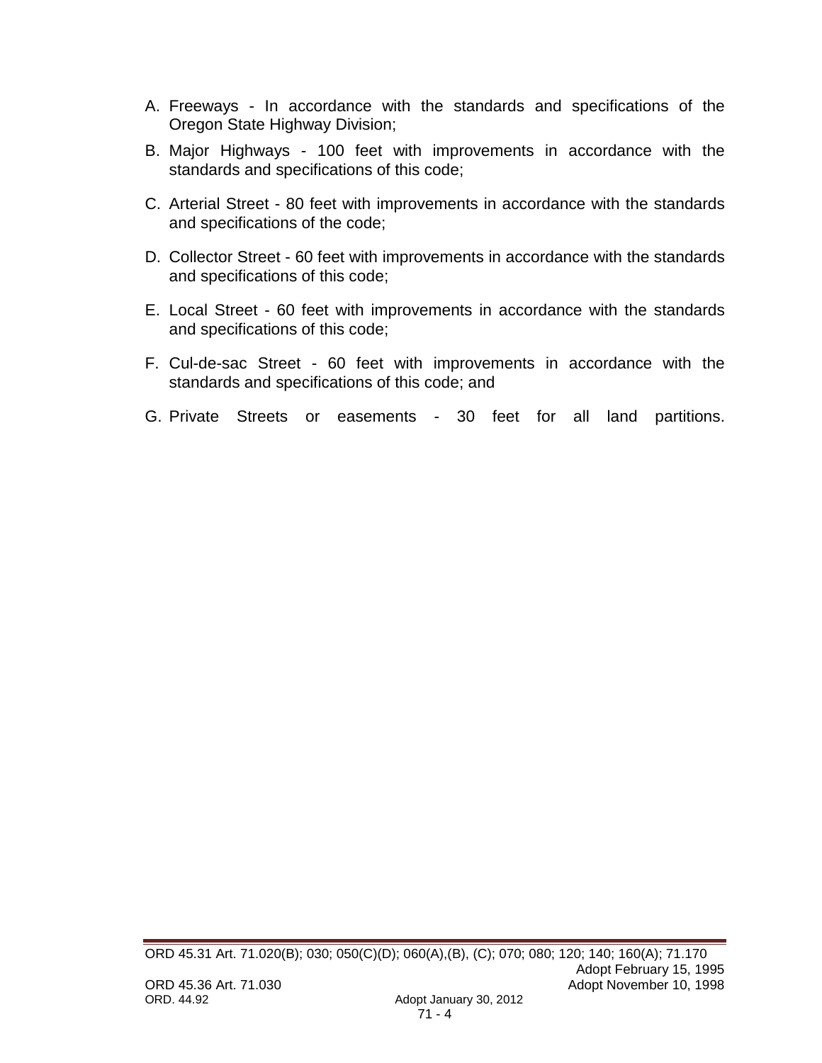A. Freeways - In accordance with the standards and specifications of the Oregon State Highway Division;

B. Major Highways - 100 feet with improvements in accordance with the standards and specifications of this code;

C. Arterial Street - 80 feet with improvements in accordance with the standards and specifications of the code;

D. Collector Street - 60 feet with improvements in accordance with the standards and specifications of this code;

E. Local Street - 60 feet with improvements in accordance with the standards and specifications of this code;

F. Cul-de-sac Street - 60 feet with improvements in accordance with the standards and specifications of this code; and

G. Private Streets or easements - 30 feet for all land partitions.

ORD 45.31 Art. 71.020(B); 030; 050(C)(D); 060(A),(B), (C); 070; 080; 120; 140; 160(A); 71.170 Adopt February 15, 1995
ORD 45.36 Art. 71.030 Adopt November 10, 1998
ORD. 44.92 Adopt January 30, 2012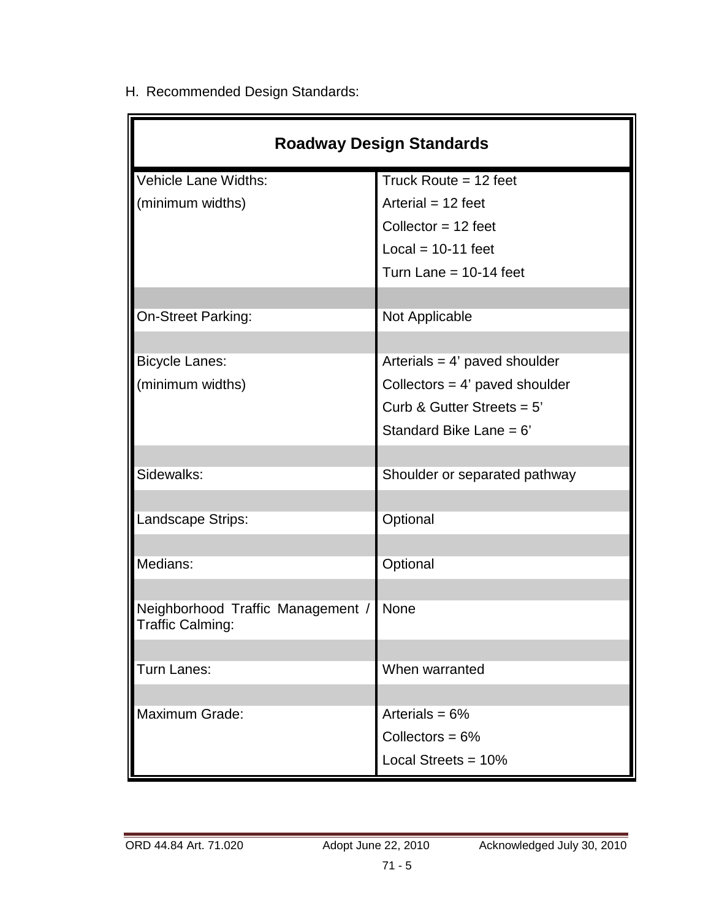H. Recommended Design Standards:

| Roadway Design Standards | |
|---|---|
| Vehicle Lane Widths:<br>(minimum widths) | Truck Route = 12 feet<br>Arterial = 12 feet<br>Collector = 12 feet<br>Local = 10-11 feet<br>Turn Lane = 10-14 feet |
| On-Street Parking: | Not Applicable |
| Bicycle Lanes:<br>(minimum widths) | Arterials = 4' paved shoulder<br>Collectors = 4' paved shoulder<br>Curb & Gutter Streets = 5'<br>Standard Bike Lane = 6' |
| Sidewalks: | Shoulder or separated pathway |
| Landscape Strips: | Optional |
| Medians: | Optional |
| Neighborhood Traffic Management / Traffic Calming: | None |
| Turn Lanes: | When warranted |
| Maximum Grade: | Arterials = 6%<br>Collectors = 6%<br>Local Streets = 10% |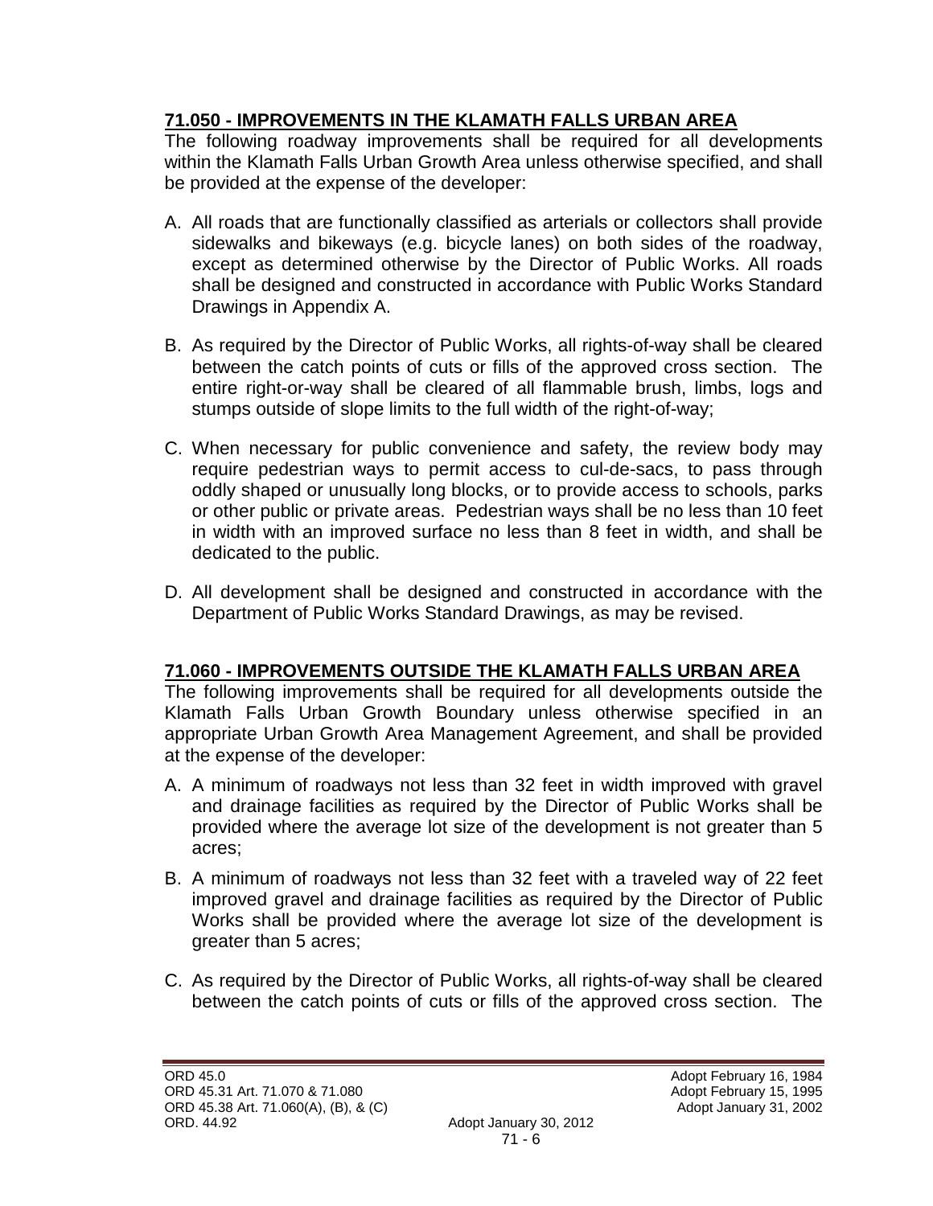## 71.050 - IMPROVEMENTS IN THE KLAMATH FALLS URBAN AREA

The following roadway improvements shall be required for all developments within the Klamath Falls Urban Growth Area unless otherwise specified, and shall be provided at the expense of the developer:

A. All roads that are functionally classified as arterials or collectors shall provide sidewalks and bikeways (e.g. bicycle lanes) on both sides of the roadway, except as determined otherwise by the Director of Public Works. All roads shall be designed and constructed in accordance with Public Works Standard Drawings in Appendix A.

B. As required by the Director of Public Works, all rights-of-way shall be cleared between the catch points of cuts or fills of the approved cross section. The entire right-or-way shall be cleared of all flammable brush, limbs, logs and stumps outside of slope limits to the full width of the right-of-way;

C. When necessary for public convenience and safety, the review body may require pedestrian ways to permit access to cul-de-sacs, to pass through oddly shaped or unusually long blocks, or to provide access to schools, parks or other public or private areas. Pedestrian ways shall be no less than 10 feet in width with an improved surface no less than 8 feet in width, and shall be dedicated to the public.

D. All development shall be designed and constructed in accordance with the Department of Public Works Standard Drawings, as may be revised.

## 71.060 - IMPROVEMENTS OUTSIDE THE KLAMATH FALLS URBAN AREA

The following improvements shall be required for all developments outside the Klamath Falls Urban Growth Boundary unless otherwise specified in an appropriate Urban Growth Area Management Agreement, and shall be provided at the expense of the developer:

A. A minimum of roadways not less than 32 feet in width improved with gravel and drainage facilities as required by the Director of Public Works shall be provided where the average lot size of the development is not greater than 5 acres;

B. A minimum of roadways not less than 32 feet with a traveled way of 22 feet improved gravel and drainage facilities as required by the Director of Public Works shall be provided where the average lot size of the development is greater than 5 acres;

C. As required by the Director of Public Works, all rights-of-way shall be cleared between the catch points of cuts or fills of the approved cross section. The

ORD 45.0 Adopt February 16, 1984
ORD 45.31 Art. 71.070 & 71.080 Adopt February 15, 1995
ORD 45.38 Art. 71.060(A), (B), & (C) Adopt January 31, 2002
ORD. 44.92 Adopt January 30, 2012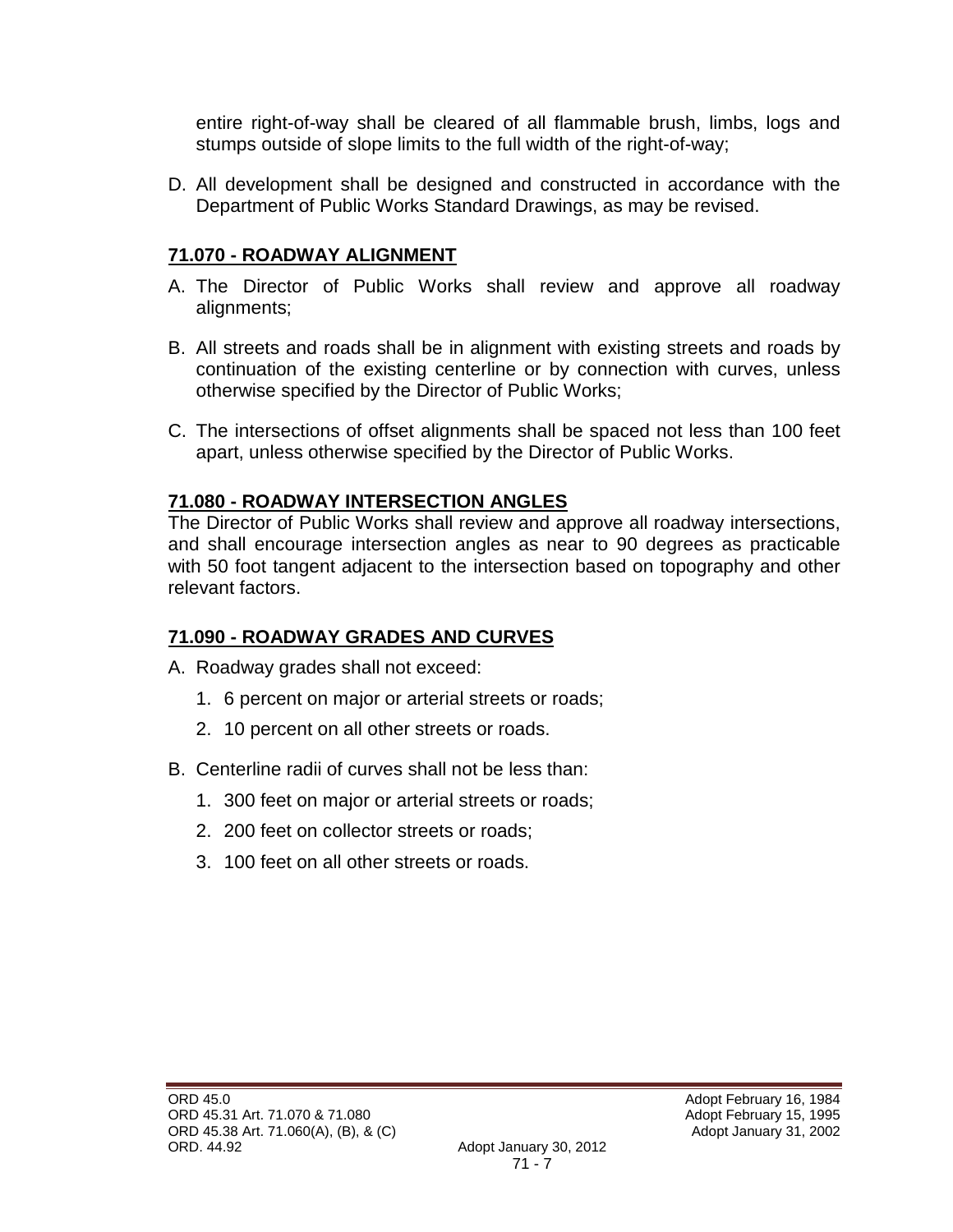entire right-of-way shall be cleared of all flammable brush, limbs, logs and stumps outside of slope limits to the full width of the right-of-way;

D. All development shall be designed and constructed in accordance with the Department of Public Works Standard Drawings, as may be revised.

## 71.070 - ROADWAY ALIGNMENT

A. The Director of Public Works shall review and approve all roadway alignments;

B. All streets and roads shall be in alignment with existing streets and roads by continuation of the existing centerline or by connection with curves, unless otherwise specified by the Director of Public Works;

C. The intersections of offset alignments shall be spaced not less than 100 feet apart, unless otherwise specified by the Director of Public Works.

## 71.080 - ROADWAY INTERSECTION ANGLES

The Director of Public Works shall review and approve all roadway intersections, and shall encourage intersection angles as near to 90 degrees as practicable with 50 foot tangent adjacent to the intersection based on topography and other relevant factors.

## 71.090 - ROADWAY GRADES AND CURVES

A. Roadway grades shall not exceed:

   1. 6 percent on major or arterial streets or roads;
   2. 10 percent on all other streets or roads.

B. Centerline radii of curves shall not be less than:

   1. 300 feet on major or arterial streets or roads;
   2. 200 feet on collector streets or roads;
   3. 100 feet on all other streets or roads.

ORD 45.0 Adopt February 16, 1984
ORD 45.31 Art. 71.070 & 71.080 Adopt February 15, 1995
ORD 45.38 Art. 71.060(A), (B), & (C) Adopt January 31, 2002
ORD. 44.92 Adopt January 30, 2012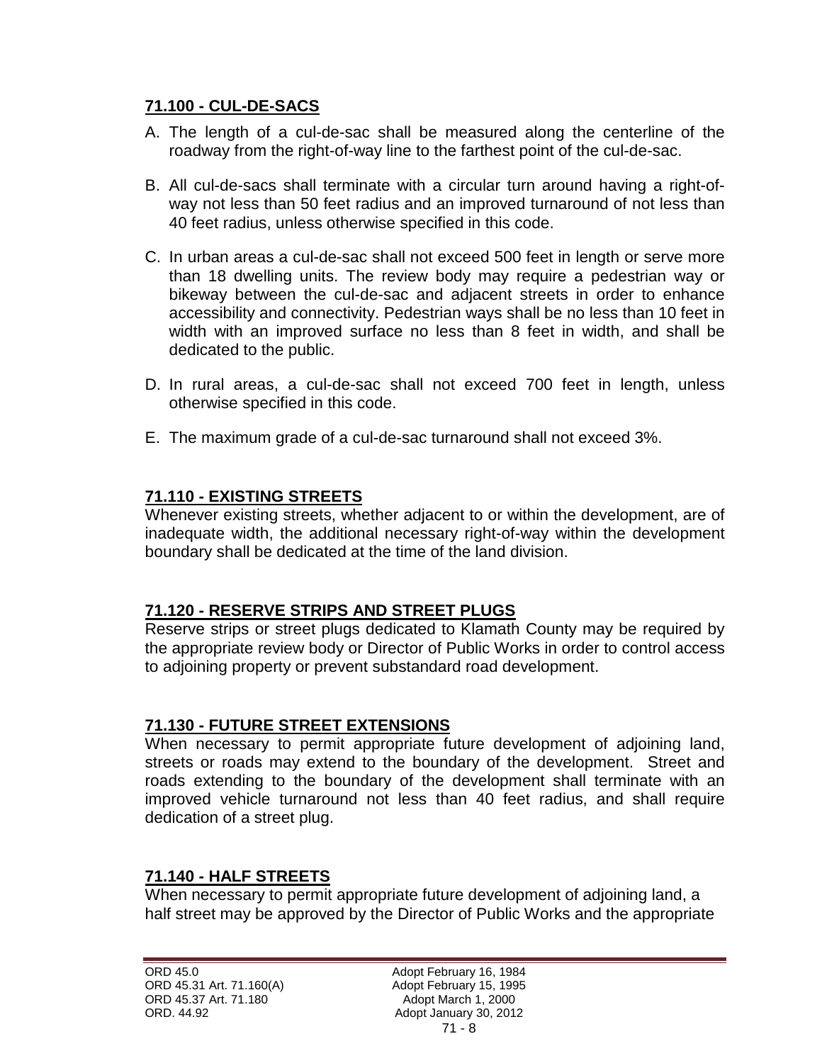## 71.100 - CUL-DE-SACS

A. The length of a cul-de-sac shall be measured along the centerline of the roadway from the right-of-way line to the farthest point of the cul-de-sac.

B. All cul-de-sacs shall terminate with a circular turn around having a right-of-way not less than 50 feet radius and an improved turnaround of not less than 40 feet radius, unless otherwise specified in this code.

C. In urban areas a cul-de-sac shall not exceed 500 feet in length or serve more than 18 dwelling units. The review body may require a pedestrian way or bikeway between the cul-de-sac and adjacent streets in order to enhance accessibility and connectivity. Pedestrian ways shall be no less than 10 feet in width with an improved surface no less than 8 feet in width, and shall be dedicated to the public.

D. In rural areas, a cul-de-sac shall not exceed 700 feet in length, unless otherwise specified in this code.

E. The maximum grade of a cul-de-sac turnaround shall not exceed 3%.

## 71.110 - EXISTING STREETS

Whenever existing streets, whether adjacent to or within the development, are of inadequate width, the additional necessary right-of-way within the development boundary shall be dedicated at the time of the land division.

## 71.120 - RESERVE STRIPS AND STREET PLUGS

Reserve strips or street plugs dedicated to Klamath County may be required by the appropriate review body or Director of Public Works in order to control access to adjoining property or prevent substandard road development.

## 71.130 - FUTURE STREET EXTENSIONS

When necessary to permit appropriate future development of adjoining land, streets or roads may extend to the boundary of the development. Street and roads extending to the boundary of the development shall terminate with an improved vehicle turnaround not less than 40 feet radius, and shall require dedication of a street plug.

## 71.140 - HALF STREETS

When necessary to permit appropriate future development of adjoining land, a half street may be approved by the Director of Public Works and the appropriate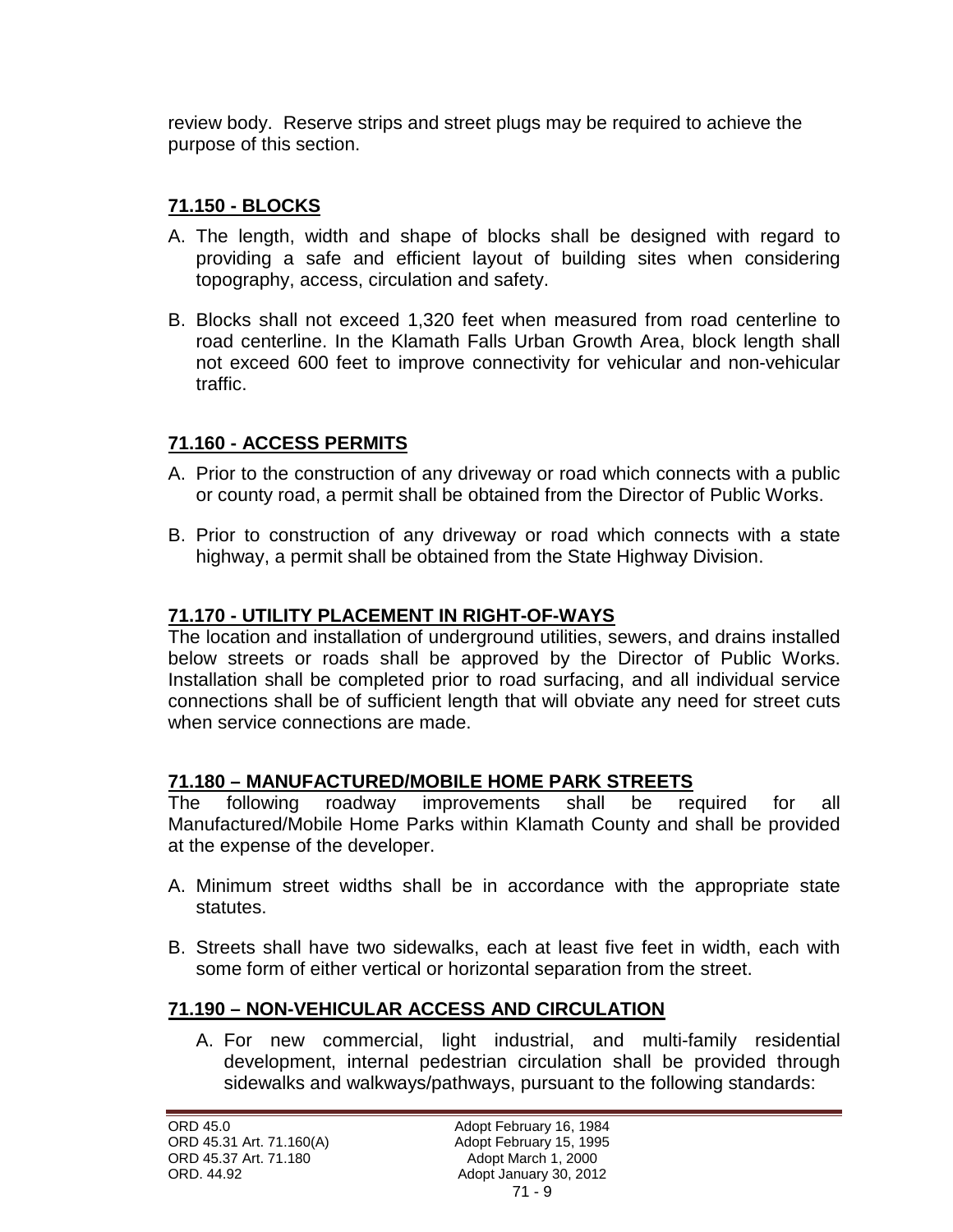review body. Reserve strips and street plugs may be required to achieve the purpose of this section.

## 71.150 - BLOCKS

A. The length, width and shape of blocks shall be designed with regard to providing a safe and efficient layout of building sites when considering topography, access, circulation and safety.

B. Blocks shall not exceed 1,320 feet when measured from road centerline to road centerline. In the Klamath Falls Urban Growth Area, block length shall not exceed 600 feet to improve connectivity for vehicular and non-vehicular traffic.

## 71.160 - ACCESS PERMITS

A. Prior to the construction of any driveway or road which connects with a public or county road, a permit shall be obtained from the Director of Public Works.

B. Prior to construction of any driveway or road which connects with a state highway, a permit shall be obtained from the State Highway Division.

## 71.170 - UTILITY PLACEMENT IN RIGHT-OF-WAYS

The location and installation of underground utilities, sewers, and drains installed below streets or roads shall be approved by the Director of Public Works. Installation shall be completed prior to road surfacing, and all individual service connections shall be of sufficient length that will obviate any need for street cuts when service connections are made.

## 71.180 – MANUFACTURED/MOBILE HOME PARK STREETS

The following roadway improvements shall be required for all Manufactured/Mobile Home Parks within Klamath County and shall be provided at the expense of the developer.

A. Minimum street widths shall be in accordance with the appropriate state statutes.

B. Streets shall have two sidewalks, each at least five feet in width, each with some form of either vertical or horizontal separation from the street.

## 71.190 – NON-VEHICULAR ACCESS AND CIRCULATION

A. For new commercial, light industrial, and multi-family residential development, internal pedestrian circulation shall be provided through sidewalks and walkways/pathways, pursuant to the following standards:

ORD 45.0 — Adopt February 16, 1984
ORD 45.31 Art. 71.160(A) — Adopt February 15, 1995
ORD 45.37 Art. 71.180 — Adopt March 1, 2000
ORD. 44.92 — Adopt January 30, 2012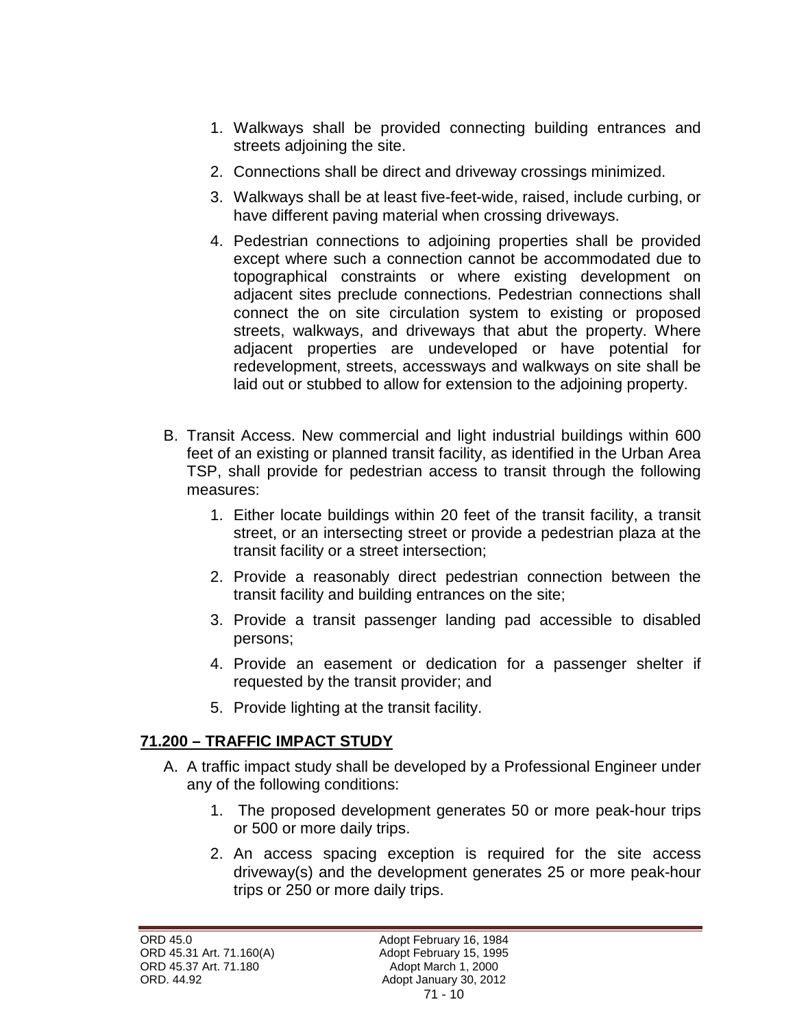1. Walkways shall be provided connecting building entrances and streets adjoining the site.
2. Connections shall be direct and driveway crossings minimized.
3. Walkways shall be at least five-feet-wide, raised, include curbing, or have different paving material when crossing driveways.
4. Pedestrian connections to adjoining properties shall be provided except where such a connection cannot be accommodated due to topographical constraints or where existing development on adjacent sites preclude connections. Pedestrian connections shall connect the on site circulation system to existing or proposed streets, walkways, and driveways that abut the property. Where adjacent properties are undeveloped or have potential for redevelopment, streets, accessways and walkways on site shall be laid out or stubbed to allow for extension to the adjoining property.

B. Transit Access. New commercial and light industrial buildings within 600 feet of an existing or planned transit facility, as identified in the Urban Area TSP, shall provide for pedestrian access to transit through the following measures:

1. Either locate buildings within 20 feet of the transit facility, a transit street, or an intersecting street or provide a pedestrian plaza at the transit facility or a street intersection;
2. Provide a reasonably direct pedestrian connection between the transit facility and building entrances on the site;
3. Provide a transit passenger landing pad accessible to disabled persons;
4. Provide an easement or dedication for a passenger shelter if requested by the transit provider; and
5. Provide lighting at the transit facility.

## 71.200 – TRAFFIC IMPACT STUDY

A. A traffic impact study shall be developed by a Professional Engineer under any of the following conditions:

1. The proposed development generates 50 or more peak-hour trips or 500 or more daily trips.
2. An access spacing exception is required for the site access driveway(s) and the development generates 25 or more peak-hour trips or 250 or more daily trips.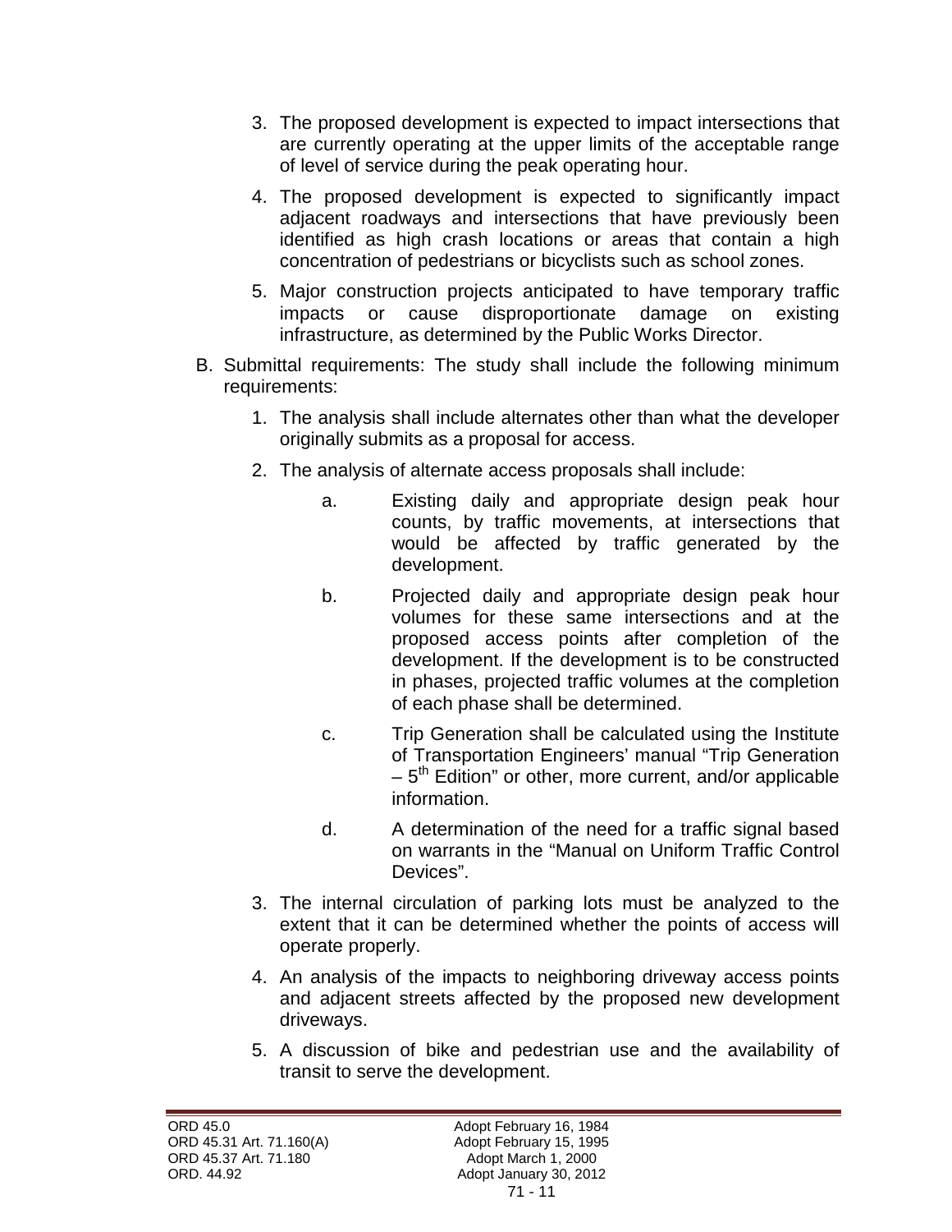3. The proposed development is expected to impact intersections that are currently operating at the upper limits of the acceptable range of level of service during the peak operating hour.

4. The proposed development is expected to significantly impact adjacent roadways and intersections that have previously been identified as high crash locations or areas that contain a high concentration of pedestrians or bicyclists such as school zones.

5. Major construction projects anticipated to have temporary traffic impacts or cause disproportionate damage on existing infrastructure, as determined by the Public Works Director.

B. Submittal requirements: The study shall include the following minimum requirements:

   1. The analysis shall include alternates other than what the developer originally submits as a proposal for access.

   2. The analysis of alternate access proposals shall include:

      a. Existing daily and appropriate design peak hour counts, by traffic movements, at intersections that would be affected by traffic generated by the development.

      b. Projected daily and appropriate design peak hour volumes for these same intersections and at the proposed access points after completion of the development. If the development is to be constructed in phases, projected traffic volumes at the completion of each phase shall be determined.

      c. Trip Generation shall be calculated using the Institute of Transportation Engineers' manual "Trip Generation – 5th Edition" or other, more current, and/or applicable information.

      d. A determination of the need for a traffic signal based on warrants in the "Manual on Uniform Traffic Control Devices".

   3. The internal circulation of parking lots must be analyzed to the extent that it can be determined whether the points of access will operate properly.

   4. An analysis of the impacts to neighboring driveway access points and adjacent streets affected by the proposed new development driveways.

   5. A discussion of bike and pedestrian use and the availability of transit to serve the development.

ORD 45.0 Adopt February 16, 1984
ORD 45.31 Art. 71.160(A) Adopt February 15, 1995
ORD 45.37 Art. 71.180 Adopt March 1, 2000
ORD. 44.92 Adopt January 30, 2012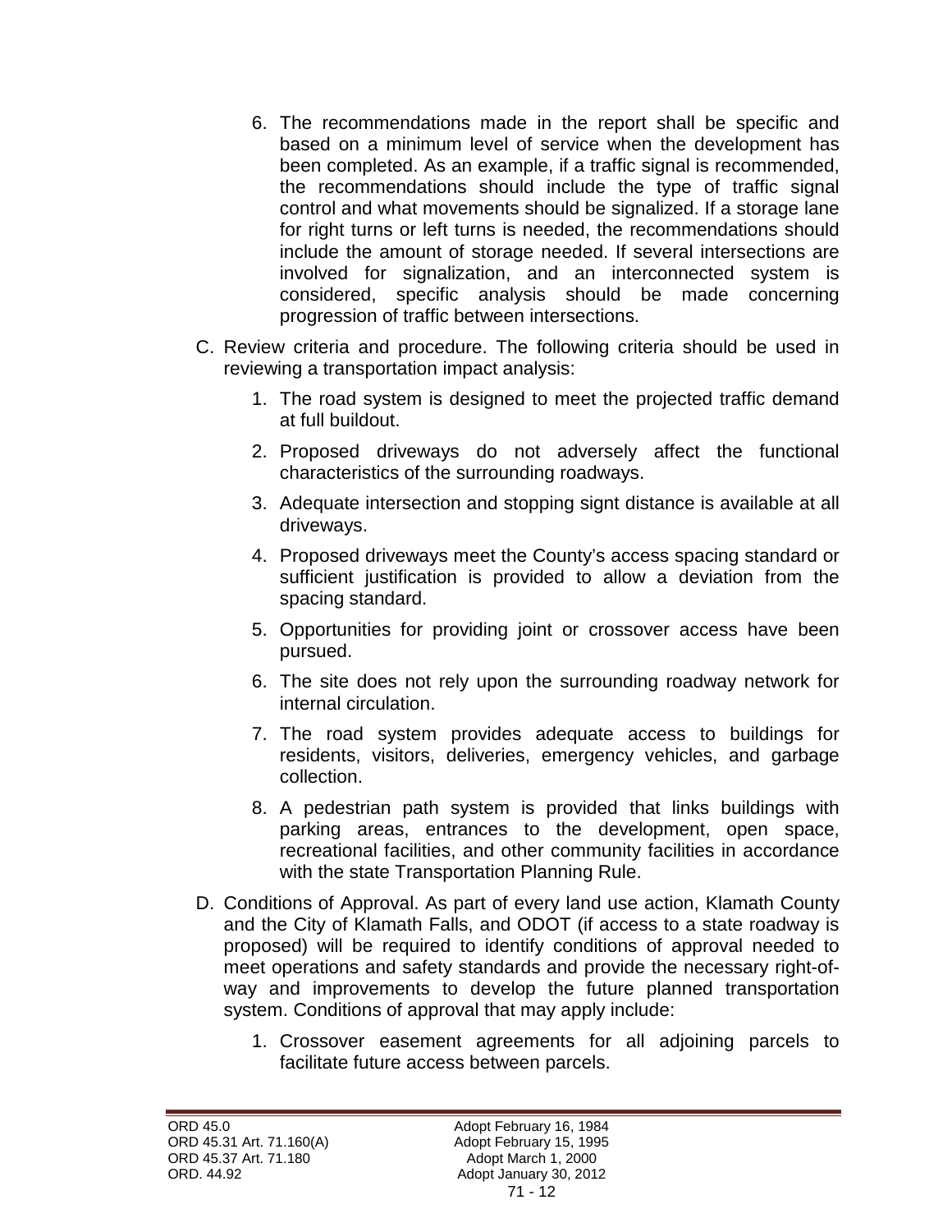6. The recommendations made in the report shall be specific and based on a minimum level of service when the development has been completed. As an example, if a traffic signal is recommended, the recommendations should include the type of traffic signal control and what movements should be signalized. If a storage lane for right turns or left turns is needed, the recommendations should include the amount of storage needed. If several intersections are involved for signalization, and an interconnected system is considered, specific analysis should be made concerning progression of traffic between intersections.

C. Review criteria and procedure. The following criteria should be used in reviewing a transportation impact analysis:

   1. The road system is designed to meet the projected traffic demand at full buildout.
   2. Proposed driveways do not adversely affect the functional characteristics of the surrounding roadways.
   3. Adequate intersection and stopping signt distance is available at all driveways.
   4. Proposed driveways meet the County's access spacing standard or sufficient justification is provided to allow a deviation from the spacing standard.
   5. Opportunities for providing joint or crossover access have been pursued.
   6. The site does not rely upon the surrounding roadway network for internal circulation.
   7. The road system provides adequate access to buildings for residents, visitors, deliveries, emergency vehicles, and garbage collection.
   8. A pedestrian path system is provided that links buildings with parking areas, entrances to the development, open space, recreational facilities, and other community facilities in accordance with the state Transportation Planning Rule.

D. Conditions of Approval. As part of every land use action, Klamath County and the City of Klamath Falls, and ODOT (if access to a state roadway is proposed) will be required to identify conditions of approval needed to meet operations and safety standards and provide the necessary right-of-way and improvements to develop the future planned transportation system. Conditions of approval that may apply include:

   1. Crossover easement agreements for all adjoining parcels to facilitate future access between parcels.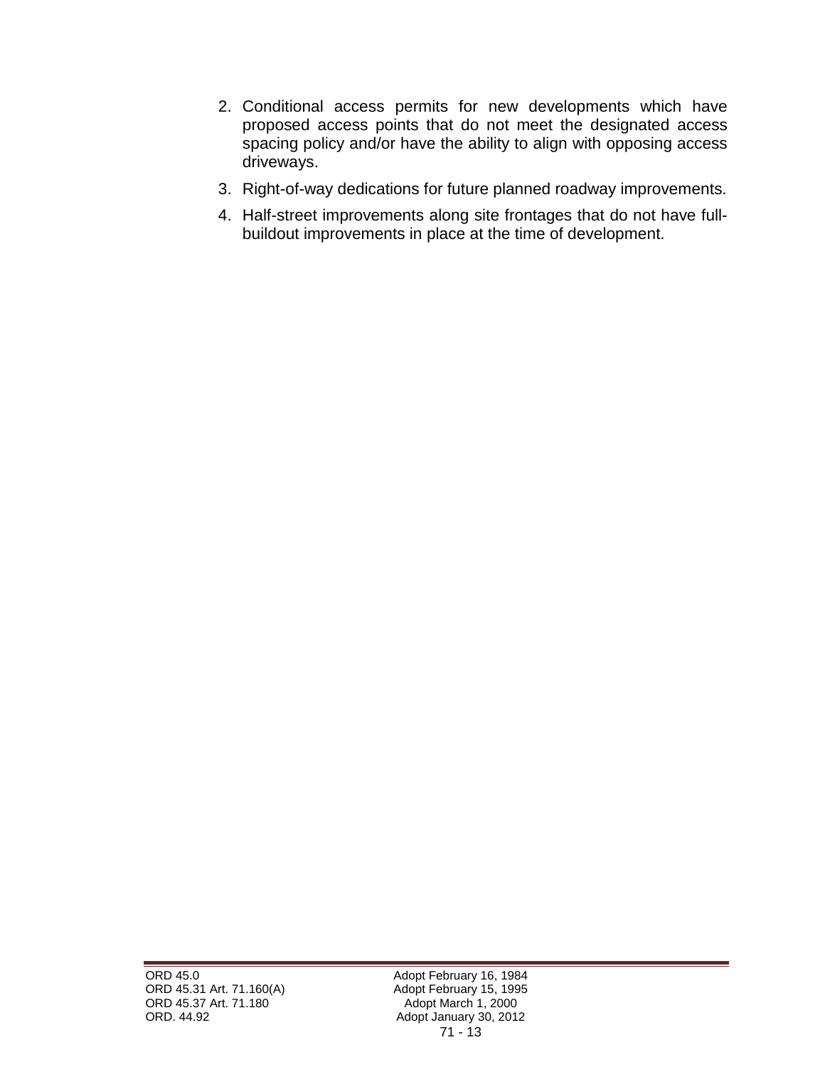2. Conditional access permits for new developments which have proposed access points that do not meet the designated access spacing policy and/or have the ability to align with opposing access driveways.
3. Right-of-way dedications for future planned roadway improvements.
4. Half-street improvements along site frontages that do not have full-buildout improvements in place at the time of development.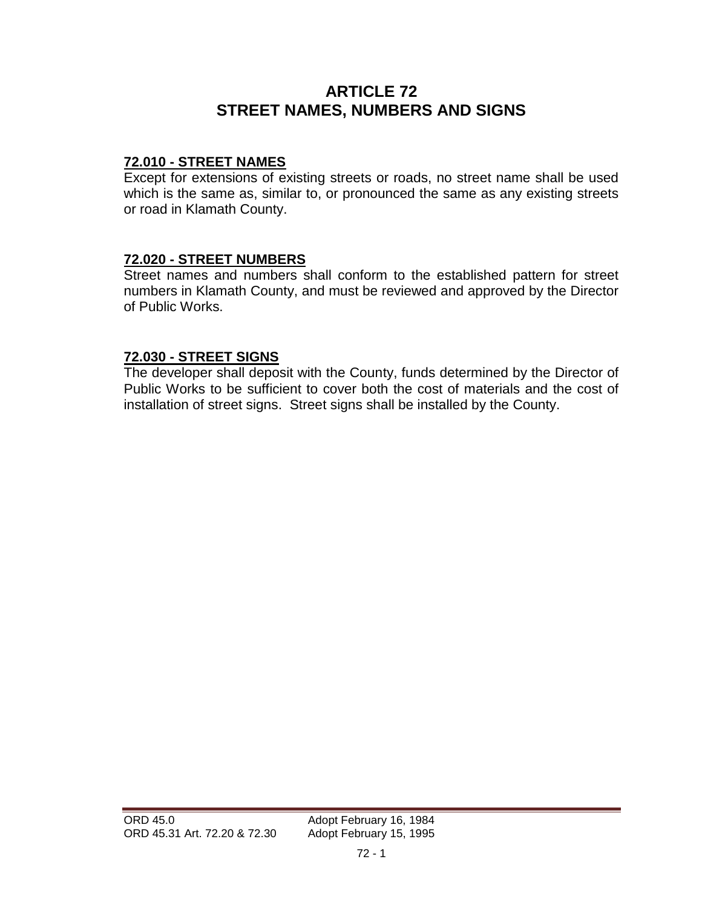# ARTICLE 72
# STREET NAMES, NUMBERS AND SIGNS

## 72.010 - STREET NAMES

Except for extensions of existing streets or roads, no street name shall be used which is the same as, similar to, or pronounced the same as any existing streets or road in Klamath County.

## 72.020 - STREET NUMBERS

Street names and numbers shall conform to the established pattern for street numbers in Klamath County, and must be reviewed and approved by the Director of Public Works.

## 72.030 - STREET SIGNS

The developer shall deposit with the County, funds determined by the Director of Public Works to be sufficient to cover both the cost of materials and the cost of installation of street signs. Street signs shall be installed by the County.

ORD 45.0 Adopt February 16, 1984
ORD 45.31 Art. 72.20 & 72.30 Adopt February 15, 1995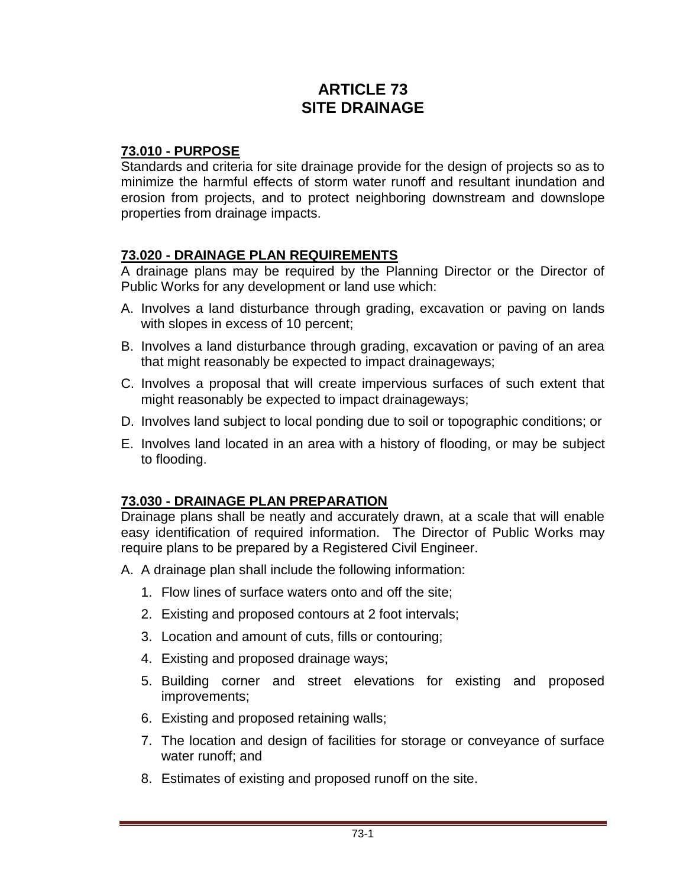# ARTICLE 73
# SITE DRAINAGE

## 73.010 - PURPOSE

Standards and criteria for site drainage provide for the design of projects so as to minimize the harmful effects of storm water runoff and resultant inundation and erosion from projects, and to protect neighboring downstream and downslope properties from drainage impacts.

## 73.020 - DRAINAGE PLAN REQUIREMENTS

A drainage plans may be required by the Planning Director or the Director of Public Works for any development or land use which:

A. Involves a land disturbance through grading, excavation or paving on lands with slopes in excess of 10 percent;

B. Involves a land disturbance through grading, excavation or paving of an area that might reasonably be expected to impact drainageways;

C. Involves a proposal that will create impervious surfaces of such extent that might reasonably be expected to impact drainageways;

D. Involves land subject to local ponding due to soil or topographic conditions; or

E. Involves land located in an area with a history of flooding, or may be subject to flooding.

## 73.030 - DRAINAGE PLAN PREPARATION

Drainage plans shall be neatly and accurately drawn, at a scale that will enable easy identification of required information. The Director of Public Works may require plans to be prepared by a Registered Civil Engineer.

A. A drainage plan shall include the following information:

1. Flow lines of surface waters onto and off the site;
2. Existing and proposed contours at 2 foot intervals;
3. Location and amount of cuts, fills or contouring;
4. Existing and proposed drainage ways;
5. Building corner and street elevations for existing and proposed improvements;
6. Existing and proposed retaining walls;
7. The location and design of facilities for storage or conveyance of surface water runoff; and
8. Estimates of existing and proposed runoff on the site.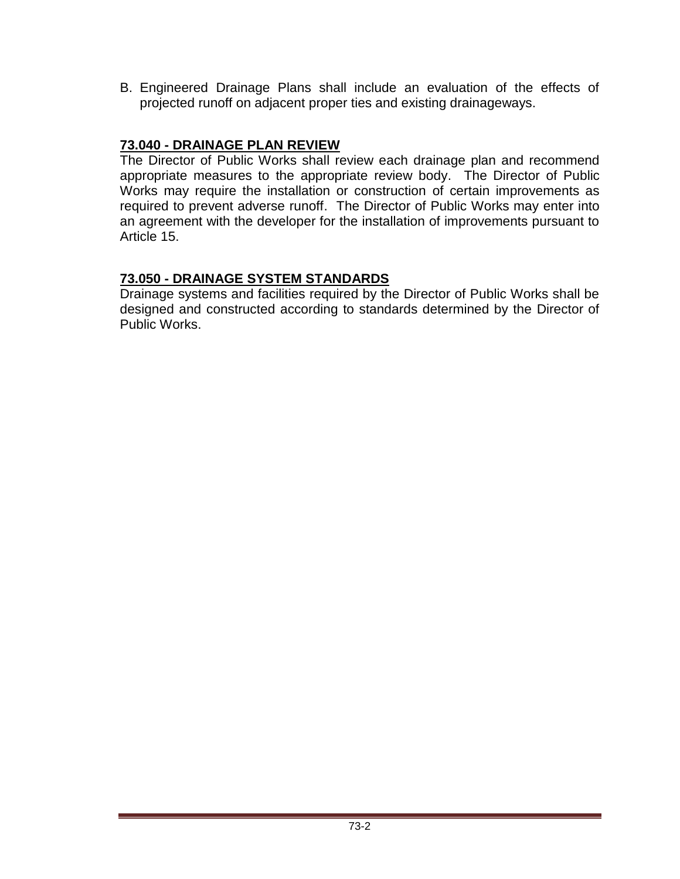B. Engineered Drainage Plans shall include an evaluation of the effects of projected runoff on adjacent proper ties and existing drainageways.

## 73.040 - DRAINAGE PLAN REVIEW

The Director of Public Works shall review each drainage plan and recommend appropriate measures to the appropriate review body. The Director of Public Works may require the installation or construction of certain improvements as required to prevent adverse runoff. The Director of Public Works may enter into an agreement with the developer for the installation of improvements pursuant to Article 15.

## 73.050 - DRAINAGE SYSTEM STANDARDS

Drainage systems and facilities required by the Director of Public Works shall be designed and constructed according to standards determined by the Director of Public Works.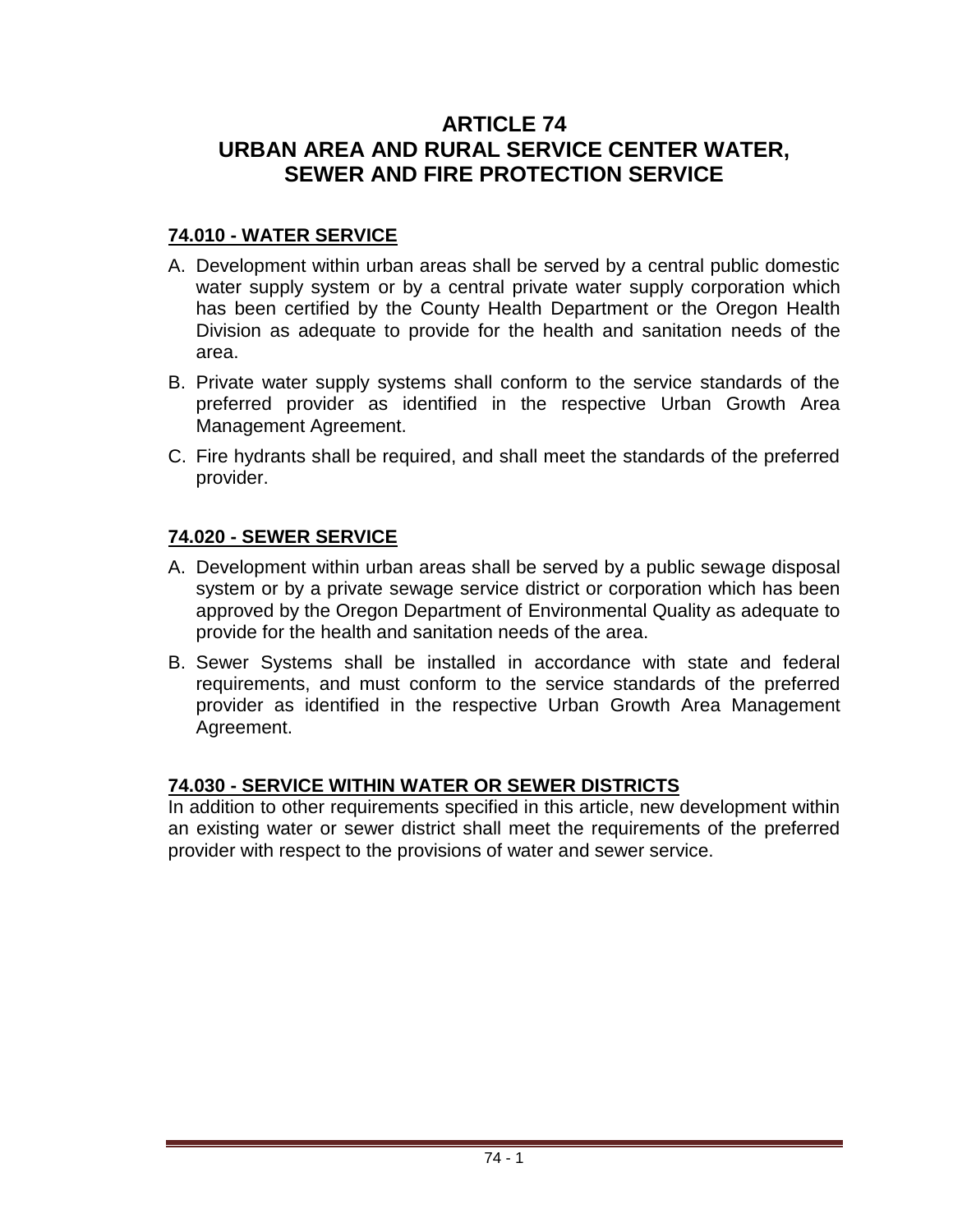# ARTICLE 74
# URBAN AREA AND RURAL SERVICE CENTER WATER, SEWER AND FIRE PROTECTION SERVICE

## 74.010 - WATER SERVICE

A. Development within urban areas shall be served by a central public domestic water supply system or by a central private water supply corporation which has been certified by the County Health Department or the Oregon Health Division as adequate to provide for the health and sanitation needs of the area.

B. Private water supply systems shall conform to the service standards of the preferred provider as identified in the respective Urban Growth Area Management Agreement.

C. Fire hydrants shall be required, and shall meet the standards of the preferred provider.

## 74.020 - SEWER SERVICE

A. Development within urban areas shall be served by a public sewage disposal system or by a private sewage service district or corporation which has been approved by the Oregon Department of Environmental Quality as adequate to provide for the health and sanitation needs of the area.

B. Sewer Systems shall be installed in accordance with state and federal requirements, and must conform to the service standards of the preferred provider as identified in the respective Urban Growth Area Management Agreement.

## 74.030 - SERVICE WITHIN WATER OR SEWER DISTRICTS

In addition to other requirements specified in this article, new development within an existing water or sewer district shall meet the requirements of the preferred provider with respect to the provisions of water and sewer service.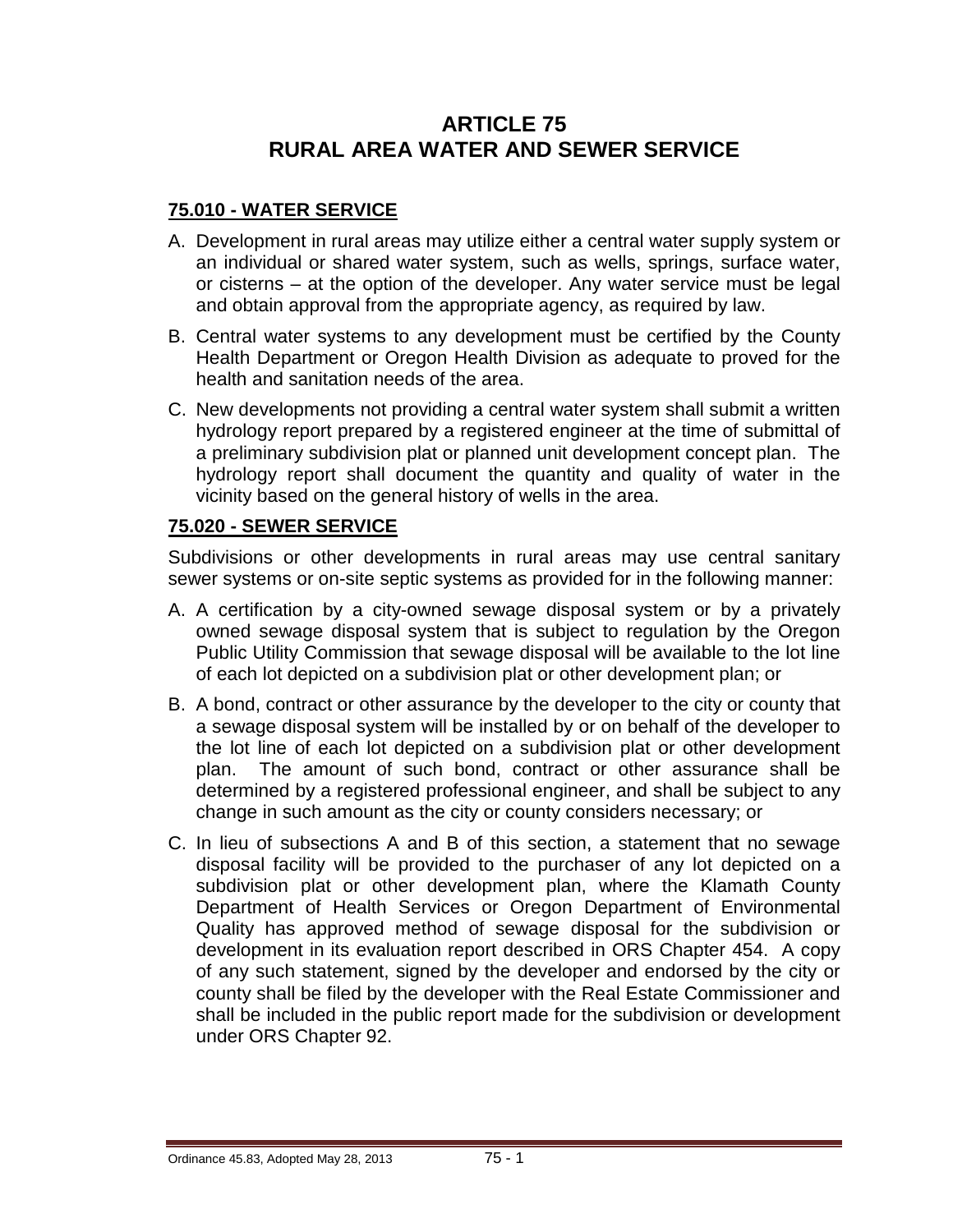# ARTICLE 75
# RURAL AREA WATER AND SEWER SERVICE

## 75.010 - WATER SERVICE

A. Development in rural areas may utilize either a central water supply system or an individual or shared water system, such as wells, springs, surface water, or cisterns – at the option of the developer. Any water service must be legal and obtain approval from the appropriate agency, as required by law.

B. Central water systems to any development must be certified by the County Health Department or Oregon Health Division as adequate to proved for the health and sanitation needs of the area.

C. New developments not providing a central water system shall submit a written hydrology report prepared by a registered engineer at the time of submittal of a preliminary subdivision plat or planned unit development concept plan. The hydrology report shall document the quantity and quality of water in the vicinity based on the general history of wells in the area.

## 75.020 - SEWER SERVICE

Subdivisions or other developments in rural areas may use central sanitary sewer systems or on-site septic systems as provided for in the following manner:

A. A certification by a city-owned sewage disposal system or by a privately owned sewage disposal system that is subject to regulation by the Oregon Public Utility Commission that sewage disposal will be available to the lot line of each lot depicted on a subdivision plat or other development plan; or

B. A bond, contract or other assurance by the developer to the city or county that a sewage disposal system will be installed by or on behalf of the developer to the lot line of each lot depicted on a subdivision plat or other development plan. The amount of such bond, contract or other assurance shall be determined by a registered professional engineer, and shall be subject to any change in such amount as the city or county considers necessary; or

C. In lieu of subsections A and B of this section, a statement that no sewage disposal facility will be provided to the purchaser of any lot depicted on a subdivision plat or other development plan, where the Klamath County Department of Health Services or Oregon Department of Environmental Quality has approved method of sewage disposal for the subdivision or development in its evaluation report described in ORS Chapter 454. A copy of any such statement, signed by the developer and endorsed by the city or county shall be filed by the developer with the Real Estate Commissioner and shall be included in the public report made for the subdivision or development under ORS Chapter 92.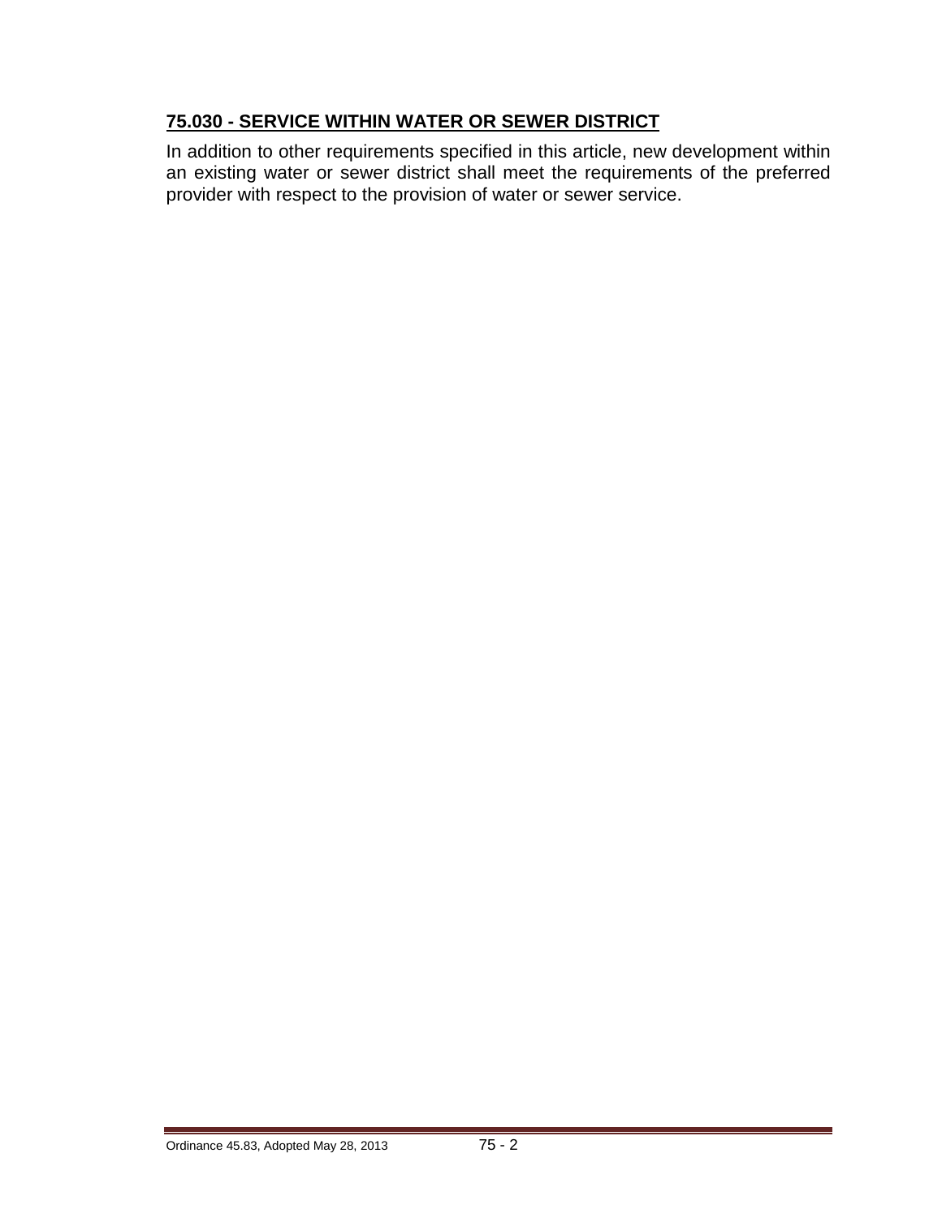## 75.030 - SERVICE WITHIN WATER OR SEWER DISTRICT

In addition to other requirements specified in this article, new development within an existing water or sewer district shall meet the requirements of the preferred provider with respect to the provision of water or sewer service.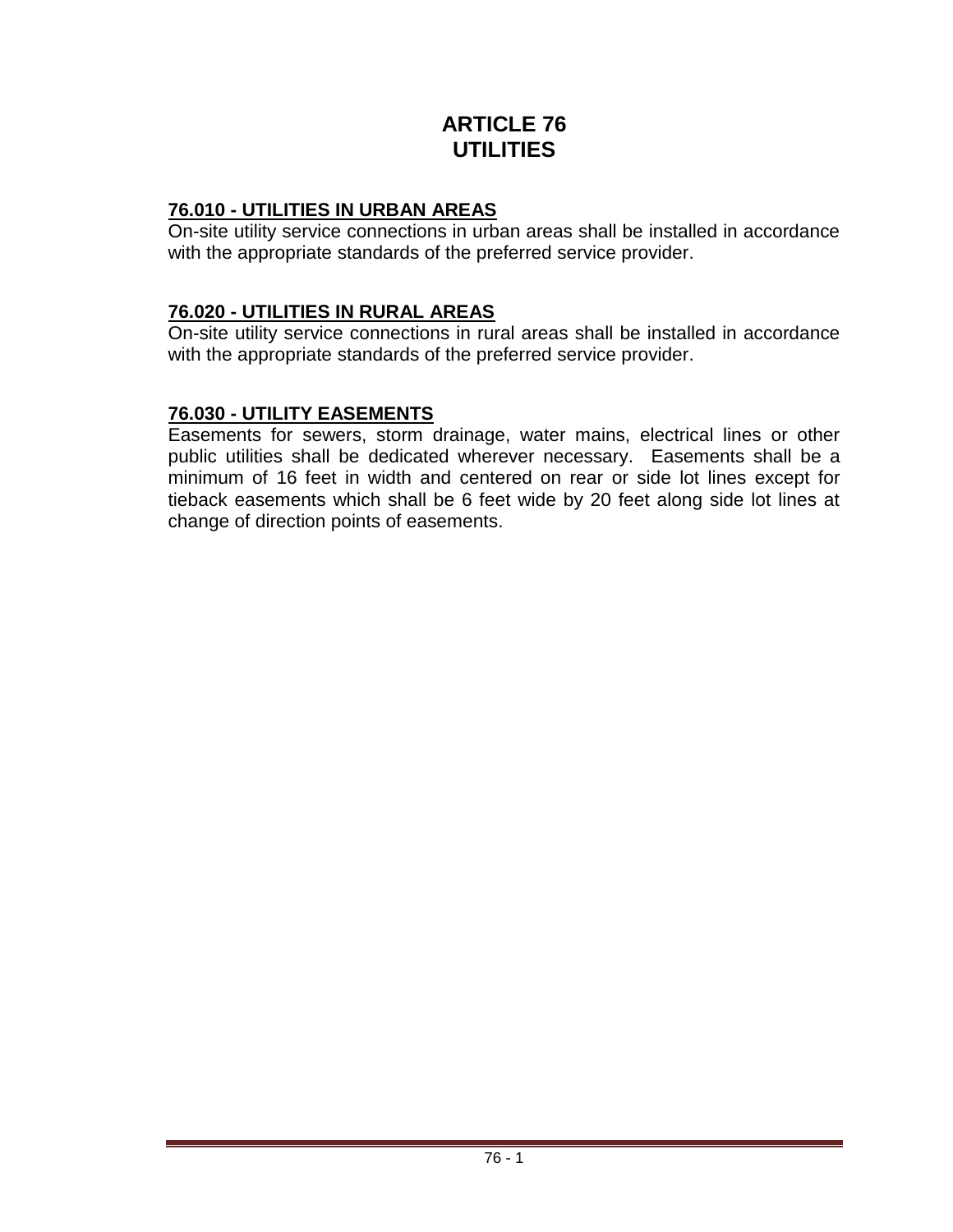# ARTICLE 76
# UTILITIES

## 76.010 - UTILITIES IN URBAN AREAS

On-site utility service connections in urban areas shall be installed in accordance with the appropriate standards of the preferred service provider.

## 76.020 - UTILITIES IN RURAL AREAS

On-site utility service connections in rural areas shall be installed in accordance with the appropriate standards of the preferred service provider.

## 76.030 - UTILITY EASEMENTS

Easements for sewers, storm drainage, water mains, electrical lines or other public utilities shall be dedicated wherever necessary. Easements shall be a minimum of 16 feet in width and centered on rear or side lot lines except for tieback easements which shall be 6 feet wide by 20 feet along side lot lines at change of direction points of easements.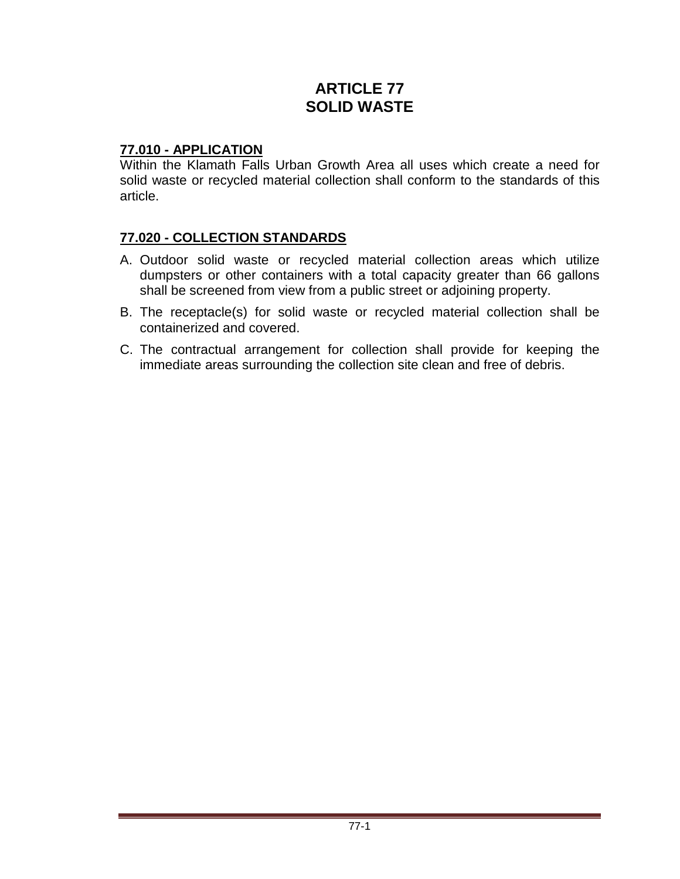# ARTICLE 77
# SOLID WASTE

## 77.010 - APPLICATION

Within the Klamath Falls Urban Growth Area all uses which create a need for solid waste or recycled material collection shall conform to the standards of this article.

## 77.020 - COLLECTION STANDARDS

A. Outdoor solid waste or recycled material collection areas which utilize dumpsters or other containers with a total capacity greater than 66 gallons shall be screened from view from a public street or adjoining property.

B. The receptacle(s) for solid waste or recycled material collection shall be containerized and covered.

C. The contractual arrangement for collection shall provide for keeping the immediate areas surrounding the collection site clean and free of debris.